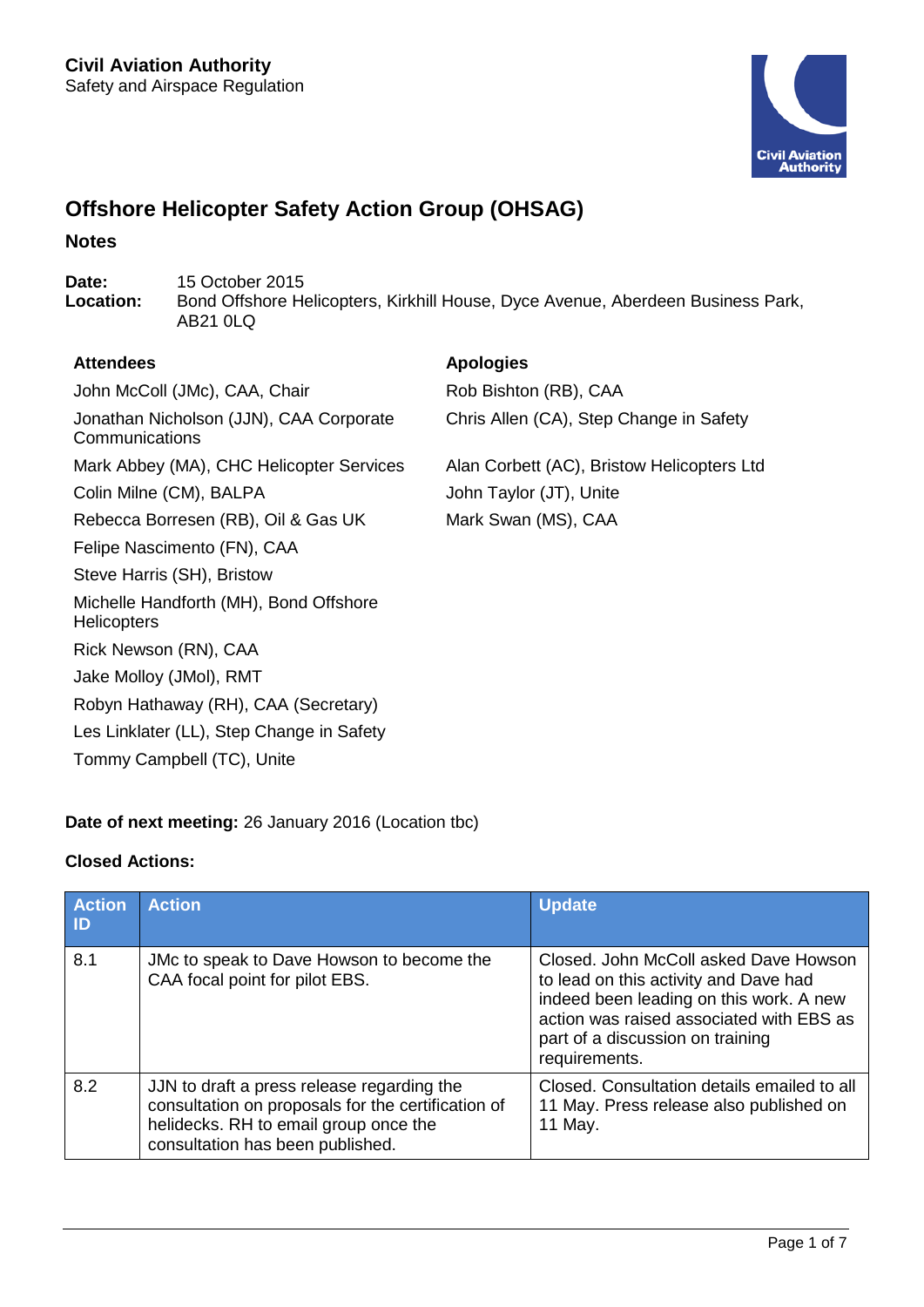**Civil Aviation Authority**
Safety and Airspace Regulation

# Offshore Helicopter Safety Action Group (OHSAG)

## Notes

**Date:** 15 October 2015
**Location:** Bond Offshore Helicopters, Kirkhill House, Dyce Avenue, Aberdeen Business Park, AB21 0LQ

| Attendees | Apologies |
|---|---|
| John McColl (JMc), CAA, Chair | Rob Bishton (RB), CAA |
| Jonathan Nicholson (JJN), CAA Corporate Communications | Chris Allen (CA), Step Change in Safety |
| Mark Abbey (MA), CHC Helicopter Services | Alan Corbett (AC), Bristow Helicopters Ltd |
| Colin Milne (CM), BALPA | John Taylor (JT), Unite |
| Rebecca Borresen (RB), Oil & Gas UK | Mark Swan (MS), CAA |
| Felipe Nascimento (FN), CAA | |
| Steve Harris (SH), Bristow | |
| Michelle Handforth (MH), Bond Offshore Helicopters | |
| Rick Newson (RN), CAA | |
| Jake Molloy (JMol), RMT | |
| Robyn Hathaway (RH), CAA (Secretary) | |
| Les Linklater (LL), Step Change in Safety | |
| Tommy Campbell (TC), Unite | |

**Date of next meeting:** 26 January 2016 (Location tbc)

**Closed Actions:**

| Action ID | Action | Update |
|---|---|---|
| 8.1 | JMc to speak to Dave Howson to become the CAA focal point for pilot EBS. | Closed. John McColl asked Dave Howson to lead on this activity and Dave had indeed been leading on this work. A new action was raised associated with EBS as part of a discussion on training requirements. |
| 8.2 | JJN to draft a press release regarding the consultation on proposals for the certification of helidecks. RH to email group once the consultation has been published. | Closed. Consultation details emailed to all 11 May. Press release also published on 11 May. |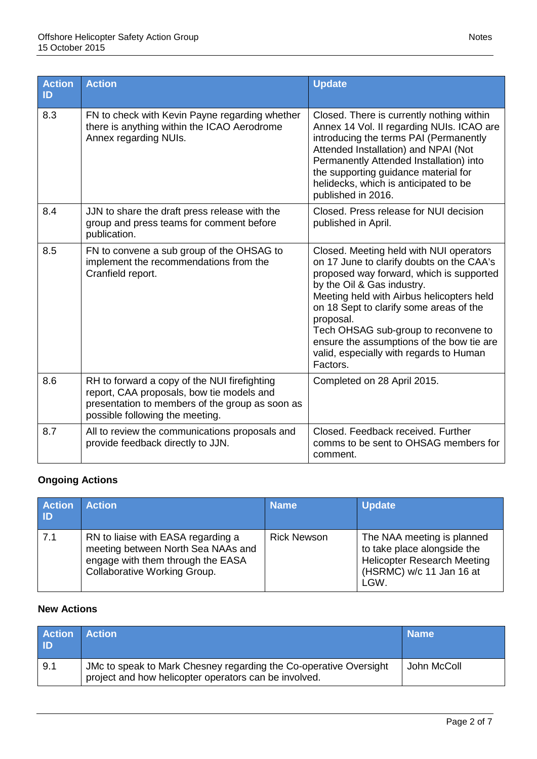| Action ID | Action | Update |
|---|---|---|
| 8.3 | FN to check with Kevin Payne regarding whether there is anything within the ICAO Aerodrome Annex regarding NUIs. | Closed. There is currently nothing within Annex 14 Vol. II regarding NUIs. ICAO are introducing the terms PAI (Permanently Attended Installation) and NPAI (Not Permanently Attended Installation) into the supporting guidance material for helidecks, which is anticipated to be published in 2016. |
| 8.4 | JJN to share the draft press release with the group and press teams for comment before publication. | Closed. Press release for NUI decision published in April. |
| 8.5 | FN to convene a sub group of the OHSAG to implement the recommendations from the Cranfield report. | Closed. Meeting held with NUI operators on 17 June to clarify doubts on the CAA's proposed way forward, which is supported by the Oil & Gas industry. Meeting held with Airbus helicopters held on 18 Sept to clarify some areas of the proposal. Tech OHSAG sub-group to reconvene to ensure the assumptions of the bow tie are valid, especially with regards to Human Factors. |
| 8.6 | RH to forward a copy of the NUI firefighting report, CAA proposals, bow tie models and presentation to members of the group as soon as possible following the meeting. | Completed on 28 April 2015. |
| 8.7 | All to review the communications proposals and provide feedback directly to JJN. | Closed. Feedback received. Further comms to be sent to OHSAG members for comment. |

**Ongoing Actions**

| Action ID | Action | Name | Update |
|---|---|---|---|
| 7.1 | RN to liaise with EASA regarding a meeting between North Sea NAAs and engage with them through the EASA Collaborative Working Group. | Rick Newson | The NAA meeting is planned to take place alongside the Helicopter Research Meeting (HSRMC) w/c 11 Jan 16 at LGW. |

**New Actions**

| Action ID | Action | Name |
|---|---|---|
| 9.1 | JMc to speak to Mark Chesney regarding the Co-operative Oversight project and how helicopter operators can be involved. | John McColl |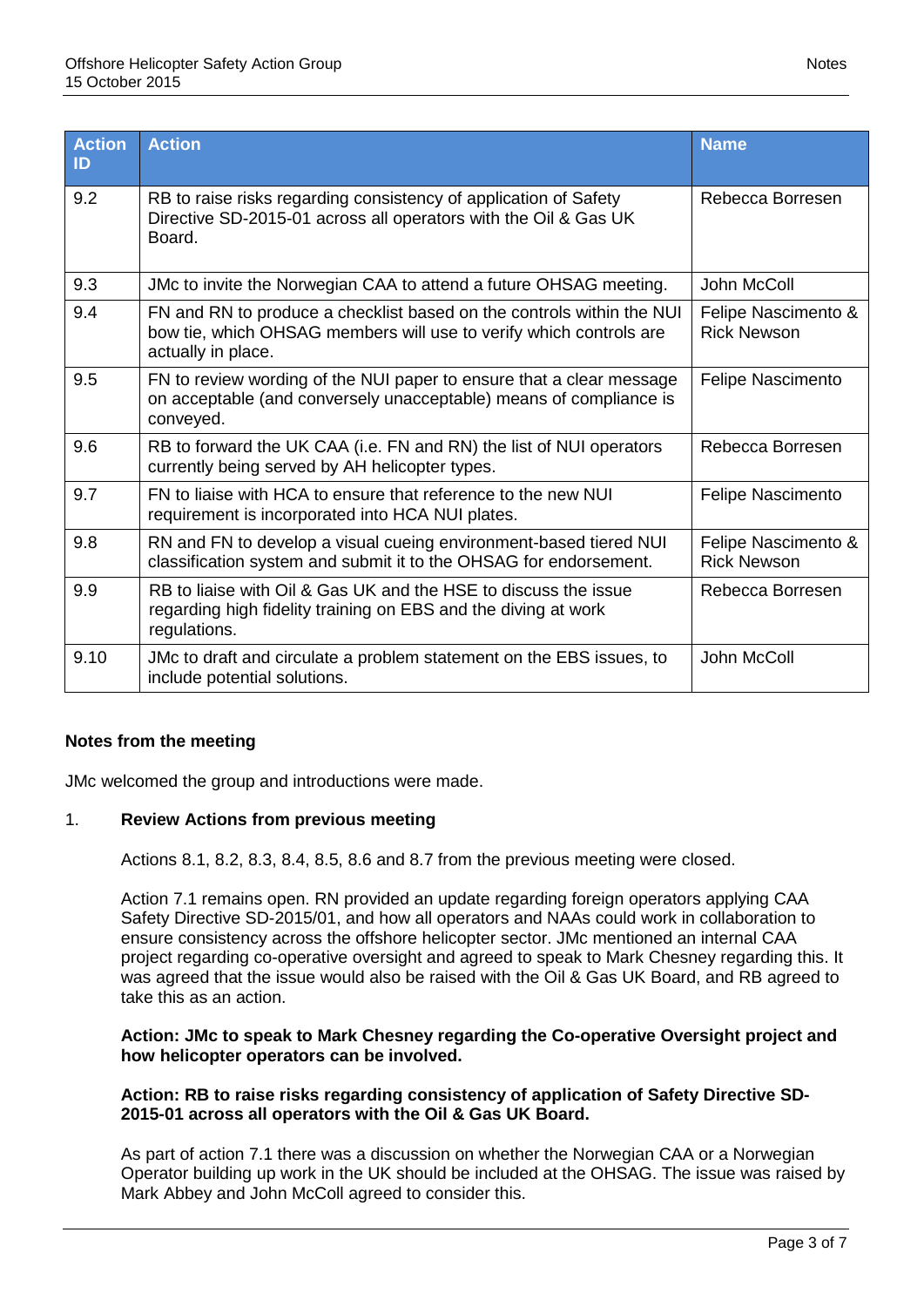| Action ID | Action | Name |
|---|---|---|
| 9.2 | RB to raise risks regarding consistency of application of Safety Directive SD-2015-01 across all operators with the Oil & Gas UK Board. | Rebecca Borresen |
| 9.3 | JMc to invite the Norwegian CAA to attend a future OHSAG meeting. | John McColl |
| 9.4 | FN and RN to produce a checklist based on the controls within the NUI bow tie, which OHSAG members will use to verify which controls are actually in place. | Felipe Nascimento & Rick Newson |
| 9.5 | FN to review wording of the NUI paper to ensure that a clear message on acceptable (and conversely unacceptable) means of compliance is conveyed. | Felipe Nascimento |
| 9.6 | RB to forward the UK CAA (i.e. FN and RN) the list of NUI operators currently being served by AH helicopter types. | Rebecca Borresen |
| 9.7 | FN to liaise with HCA to ensure that reference to the new NUI requirement is incorporated into HCA NUI plates. | Felipe Nascimento |
| 9.8 | RN and FN to develop a visual cueing environment-based tiered NUI classification system and submit it to the OHSAG for endorsement. | Felipe Nascimento & Rick Newson |
| 9.9 | RB to liaise with Oil & Gas UK and the HSE to discuss the issue regarding high fidelity training on EBS and the diving at work regulations. | Rebecca Borresen |
| 9.10 | JMc to draft and circulate a problem statement on the EBS issues, to include potential solutions. | John McColl |

## Notes from the meeting

JMc welcomed the group and introductions were made.

1. **Review Actions from previous meeting**

   Actions 8.1, 8.2, 8.3, 8.4, 8.5, 8.6 and 8.7 from the previous meeting were closed.

   Action 7.1 remains open. RN provided an update regarding foreign operators applying CAA Safety Directive SD-2015/01, and how all operators and NAAs could work in collaboration to ensure consistency across the offshore helicopter sector. JMc mentioned an internal CAA project regarding co-operative oversight and agreed to speak to Mark Chesney regarding this. It was agreed that the issue would also be raised with the Oil & Gas UK Board, and RB agreed to take this as an action.

   **Action: JMc to speak to Mark Chesney regarding the Co-operative Oversight project and how helicopter operators can be involved.**

   **Action: RB to raise risks regarding consistency of application of Safety Directive SD-2015-01 across all operators with the Oil & Gas UK Board.**

   As part of action 7.1 there was a discussion on whether the Norwegian CAA or a Norwegian Operator building up work in the UK should be included at the OHSAG. The issue was raised by Mark Abbey and John McColl agreed to consider this.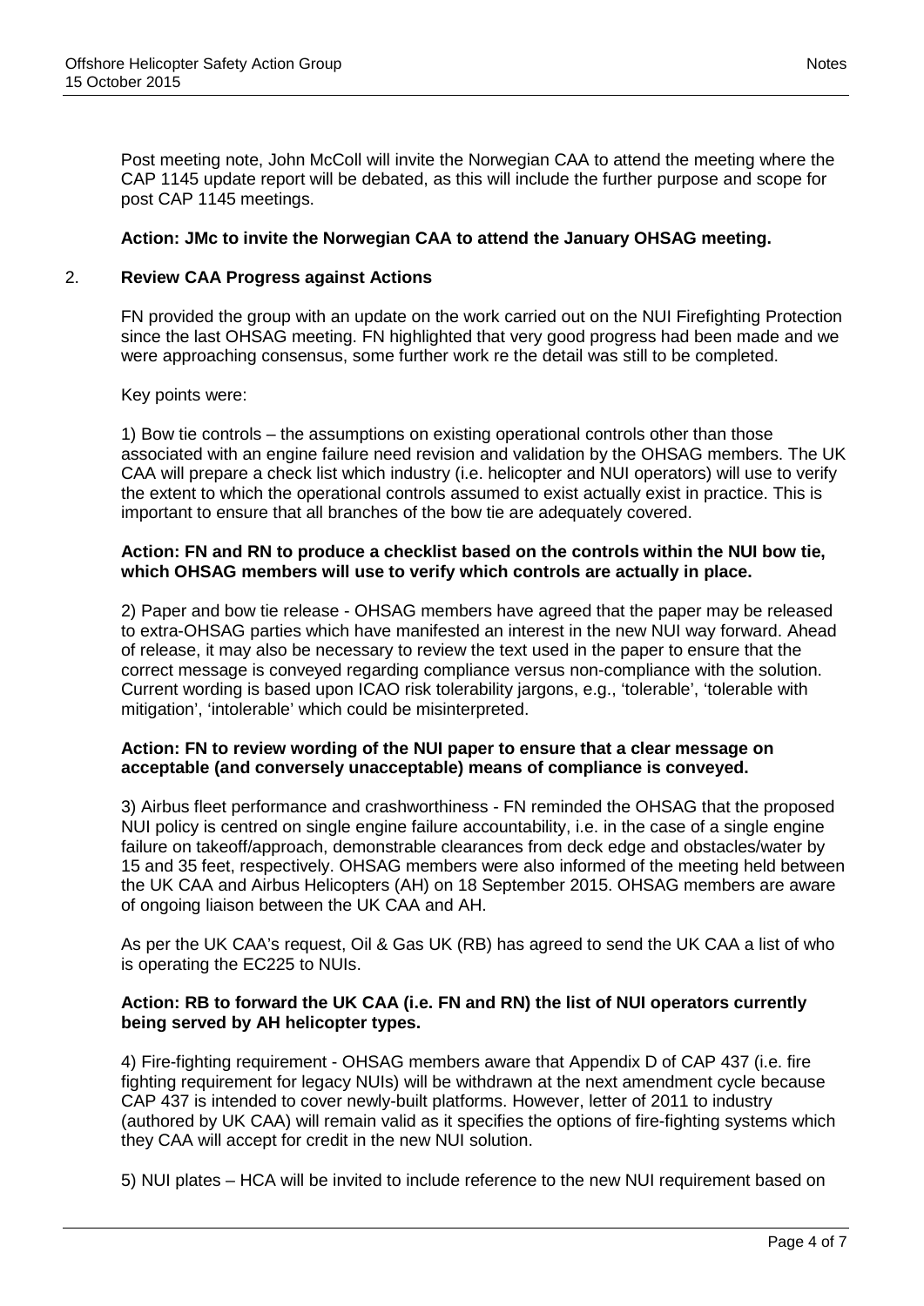Post meeting note, John McColl will invite the Norwegian CAA to attend the meeting where the CAP 1145 update report will be debated, as this will include the further purpose and scope for post CAP 1145 meetings.

**Action: JMc to invite the Norwegian CAA to attend the January OHSAG meeting.**

## 2. Review CAA Progress against Actions

FN provided the group with an update on the work carried out on the NUI Firefighting Protection since the last OHSAG meeting. FN highlighted that very good progress had been made and we were approaching consensus, some further work re the detail was still to be completed.

Key points were:

1) Bow tie controls – the assumptions on existing operational controls other than those associated with an engine failure need revision and validation by the OHSAG members. The UK CAA will prepare a check list which industry (i.e. helicopter and NUI operators) will use to verify the extent to which the operational controls assumed to exist actually exist in practice. This is important to ensure that all branches of the bow tie are adequately covered.

**Action: FN and RN to produce a checklist based on the controls within the NUI bow tie, which OHSAG members will use to verify which controls are actually in place.**

2) Paper and bow tie release - OHSAG members have agreed that the paper may be released to extra-OHSAG parties which have manifested an interest in the new NUI way forward. Ahead of release, it may also be necessary to review the text used in the paper to ensure that the correct message is conveyed regarding compliance versus non-compliance with the solution. Current wording is based upon ICAO risk tolerability jargons, e.g., 'tolerable', 'tolerable with mitigation', 'intolerable' which could be misinterpreted.

**Action: FN to review wording of the NUI paper to ensure that a clear message on acceptable (and conversely unacceptable) means of compliance is conveyed.**

3) Airbus fleet performance and crashworthiness - FN reminded the OHSAG that the proposed NUI policy is centred on single engine failure accountability, i.e. in the case of a single engine failure on takeoff/approach, demonstrable clearances from deck edge and obstacles/water by 15 and 35 feet, respectively. OHSAG members were also informed of the meeting held between the UK CAA and Airbus Helicopters (AH) on 18 September 2015. OHSAG members are aware of ongoing liaison between the UK CAA and AH.

As per the UK CAA's request, Oil & Gas UK (RB) has agreed to send the UK CAA a list of who is operating the EC225 to NUIs.

**Action: RB to forward the UK CAA (i.e. FN and RN) the list of NUI operators currently being served by AH helicopter types.**

4) Fire-fighting requirement - OHSAG members aware that Appendix D of CAP 437 (i.e. fire fighting requirement for legacy NUIs) will be withdrawn at the next amendment cycle because CAP 437 is intended to cover newly-built platforms. However, letter of 2011 to industry (authored by UK CAA) will remain valid as it specifies the options of fire-fighting systems which they CAA will accept for credit in the new NUI solution.

5) NUI plates – HCA will be invited to include reference to the new NUI requirement based on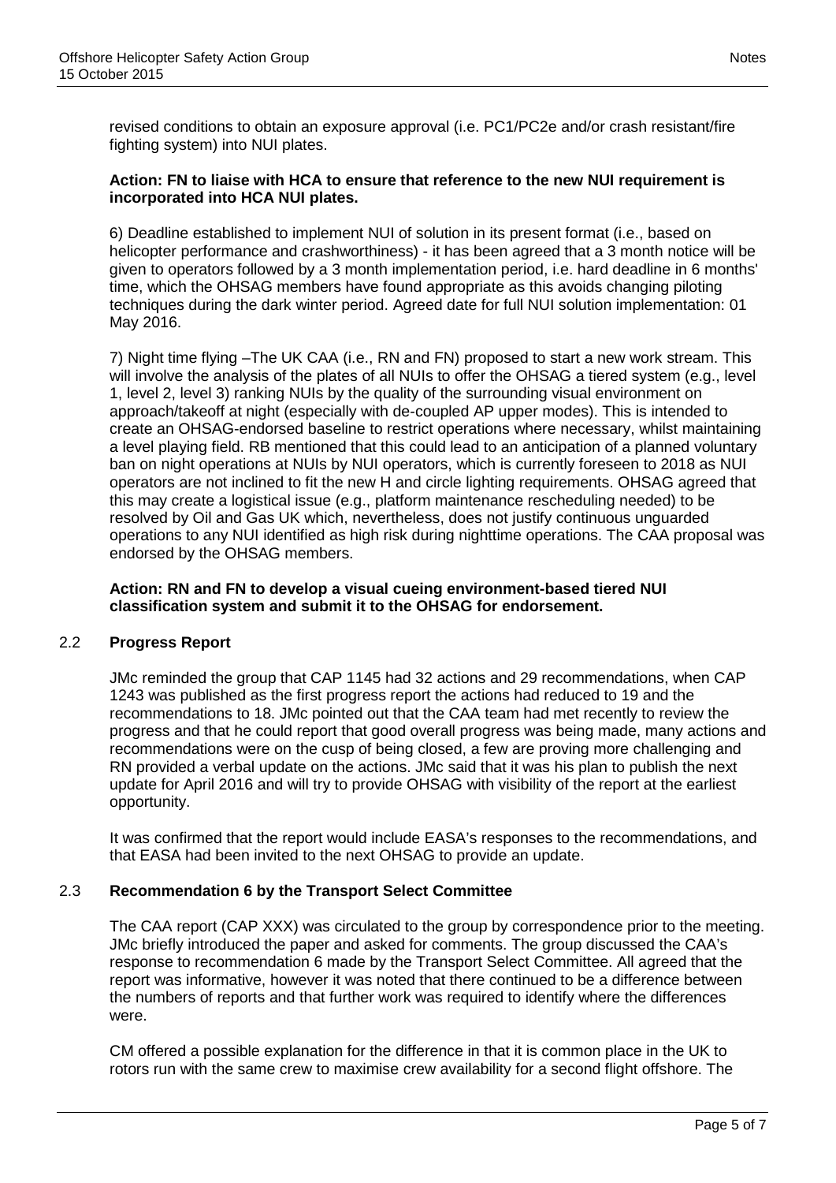revised conditions to obtain an exposure approval (i.e. PC1/PC2e and/or crash resistant/fire fighting system) into NUI plates.

**Action: FN to liaise with HCA to ensure that reference to the new NUI requirement is incorporated into HCA NUI plates.**

6) Deadline established to implement NUI of solution in its present format (i.e., based on helicopter performance and crashworthiness) - it has been agreed that a 3 month notice will be given to operators followed by a 3 month implementation period, i.e. hard deadline in 6 months' time, which the OHSAG members have found appropriate as this avoids changing piloting techniques during the dark winter period. Agreed date for full NUI solution implementation: 01 May 2016.

7) Night time flying –The UK CAA (i.e., RN and FN) proposed to start a new work stream. This will involve the analysis of the plates of all NUIs to offer the OHSAG a tiered system (e.g., level 1, level 2, level 3) ranking NUIs by the quality of the surrounding visual environment on approach/takeoff at night (especially with de-coupled AP upper modes). This is intended to create an OHSAG-endorsed baseline to restrict operations where necessary, whilst maintaining a level playing field. RB mentioned that this could lead to an anticipation of a planned voluntary ban on night operations at NUIs by NUI operators, which is currently foreseen to 2018 as NUI operators are not inclined to fit the new H and circle lighting requirements. OHSAG agreed that this may create a logistical issue (e.g., platform maintenance rescheduling needed) to be resolved by Oil and Gas UK which, nevertheless, does not justify continuous unguarded operations to any NUI identified as high risk during nighttime operations. The CAA proposal was endorsed by the OHSAG members.

**Action: RN and FN to develop a visual cueing environment-based tiered NUI classification system and submit it to the OHSAG for endorsement.**

## 2.2 Progress Report

JMc reminded the group that CAP 1145 had 32 actions and 29 recommendations, when CAP 1243 was published as the first progress report the actions had reduced to 19 and the recommendations to 18. JMc pointed out that the CAA team had met recently to review the progress and that he could report that good overall progress was being made, many actions and recommendations were on the cusp of being closed, a few are proving more challenging and RN provided a verbal update on the actions. JMc said that it was his plan to publish the next update for April 2016 and will try to provide OHSAG with visibility of the report at the earliest opportunity.

It was confirmed that the report would include EASA's responses to the recommendations, and that EASA had been invited to the next OHSAG to provide an update.

## 2.3 Recommendation 6 by the Transport Select Committee

The CAA report (CAP XXX) was circulated to the group by correspondence prior to the meeting. JMc briefly introduced the paper and asked for comments. The group discussed the CAA's response to recommendation 6 made by the Transport Select Committee. All agreed that the report was informative, however it was noted that there continued to be a difference between the numbers of reports and that further work was required to identify where the differences were.

CM offered a possible explanation for the difference in that it is common place in the UK to rotors run with the same crew to maximise crew availability for a second flight offshore. The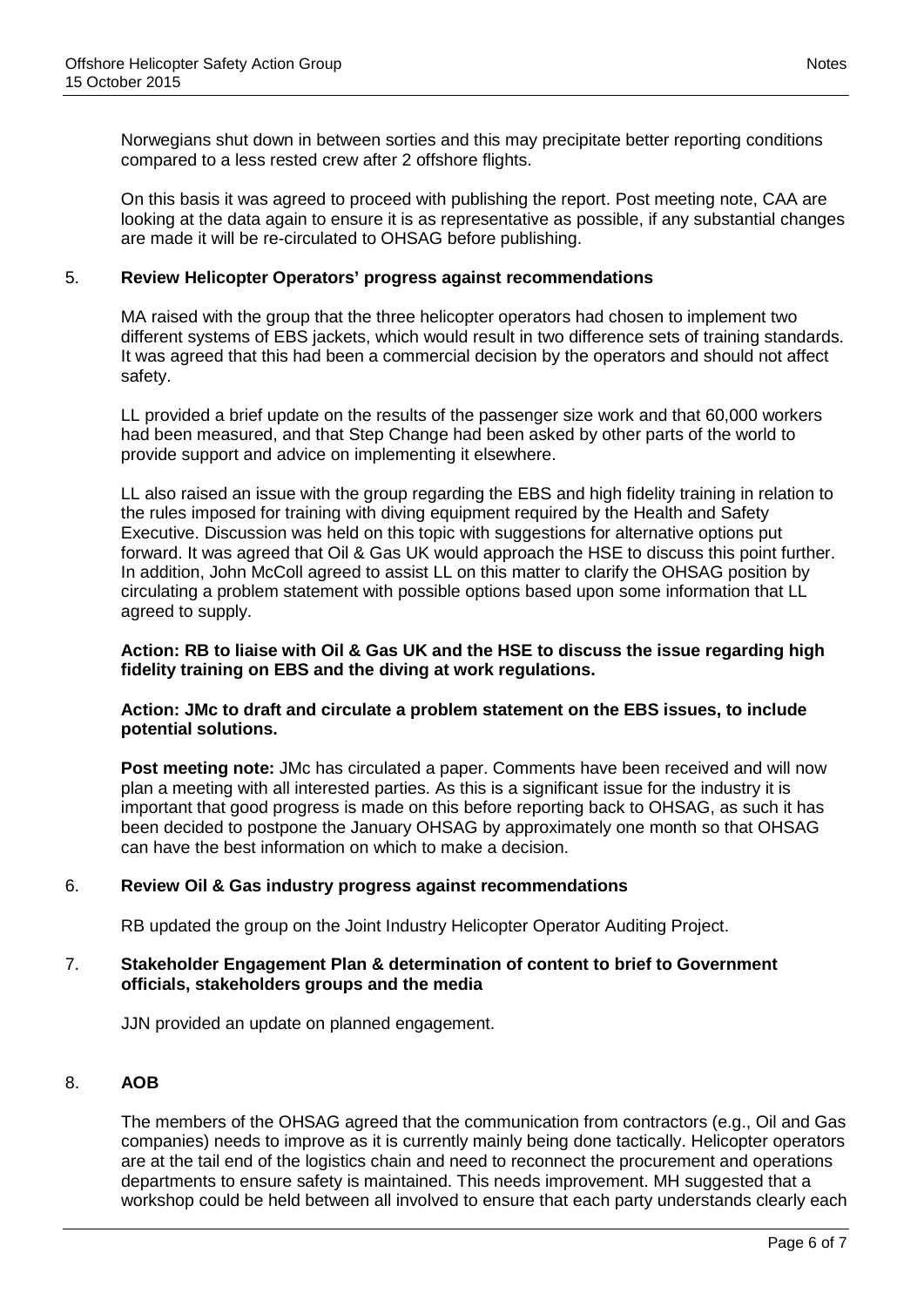Norwegians shut down in between sorties and this may precipitate better reporting conditions compared to a less rested crew after 2 offshore flights.

On this basis it was agreed to proceed with publishing the report. Post meeting note, CAA are looking at the data again to ensure it is as representative as possible, if any substantial changes are made it will be re-circulated to OHSAG before publishing.

5. **Review Helicopter Operators' progress against recommendations**

MA raised with the group that the three helicopter operators had chosen to implement two different systems of EBS jackets, which would result in two difference sets of training standards. It was agreed that this had been a commercial decision by the operators and should not affect safety.

LL provided a brief update on the results of the passenger size work and that 60,000 workers had been measured, and that Step Change had been asked by other parts of the world to provide support and advice on implementing it elsewhere.

LL also raised an issue with the group regarding the EBS and high fidelity training in relation to the rules imposed for training with diving equipment required by the Health and Safety Executive. Discussion was held on this topic with suggestions for alternative options put forward. It was agreed that Oil & Gas UK would approach the HSE to discuss this point further. In addition, John McColl agreed to assist LL on this matter to clarify the OHSAG position by circulating a problem statement with possible options based upon some information that LL agreed to supply.

**Action: RB to liaise with Oil & Gas UK and the HSE to discuss the issue regarding high fidelity training on EBS and the diving at work regulations.**

**Action: JMc to draft and circulate a problem statement on the EBS issues, to include potential solutions.**

**Post meeting note:** JMc has circulated a paper. Comments have been received and will now plan a meeting with all interested parties. As this is a significant issue for the industry it is important that good progress is made on this before reporting back to OHSAG, as such it has been decided to postpone the January OHSAG by approximately one month so that OHSAG can have the best information on which to make a decision.

6. **Review Oil & Gas industry progress against recommendations**

RB updated the group on the Joint Industry Helicopter Operator Auditing Project.

7. **Stakeholder Engagement Plan & determination of content to brief to Government officials, stakeholders groups and the media**

JJN provided an update on planned engagement.

8. **AOB**

The members of the OHSAG agreed that the communication from contractors (e.g., Oil and Gas companies) needs to improve as it is currently mainly being done tactically. Helicopter operators are at the tail end of the logistics chain and need to reconnect the procurement and operations departments to ensure safety is maintained. This needs improvement. MH suggested that a workshop could be held between all involved to ensure that each party understands clearly each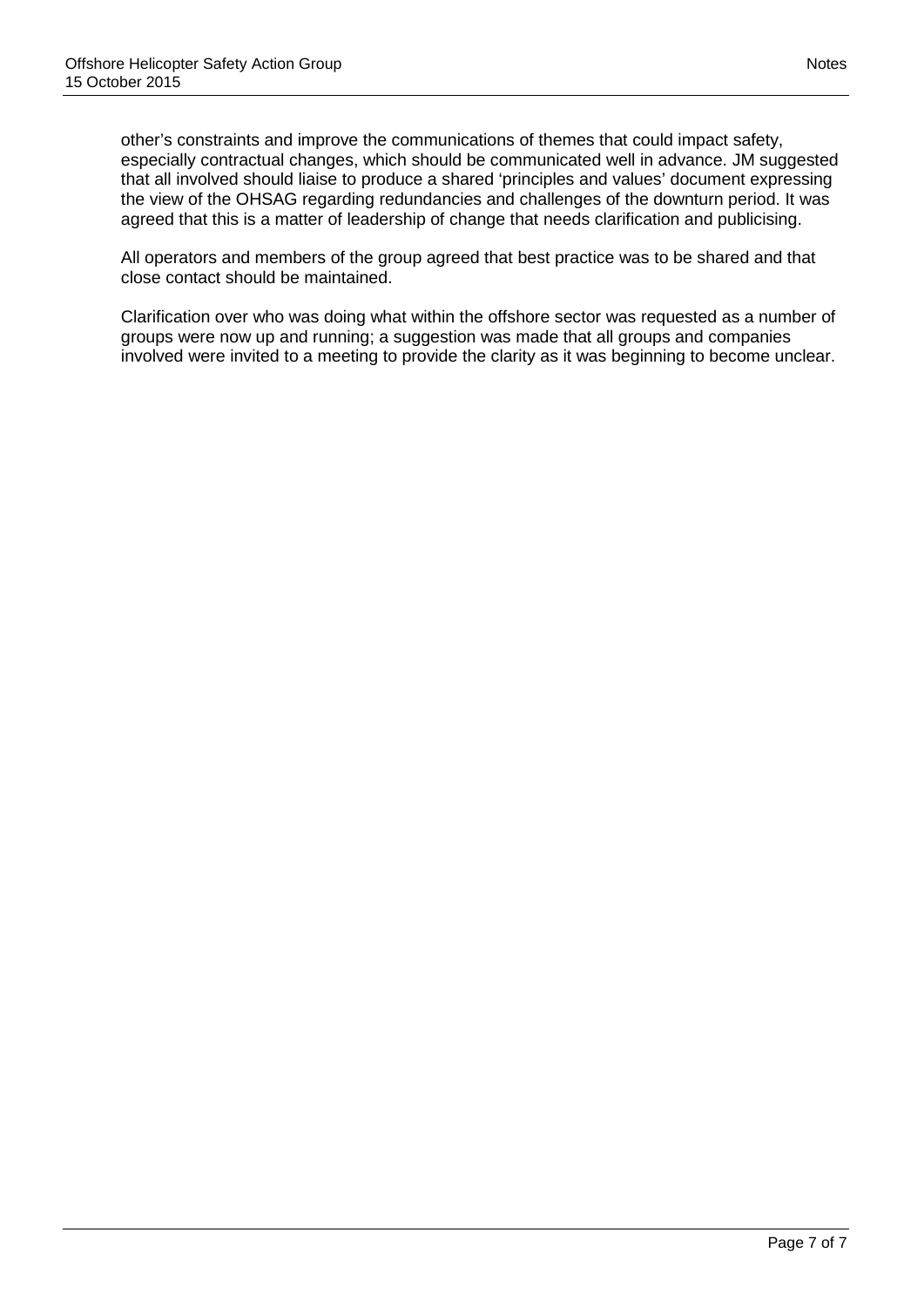other's constraints and improve the communications of themes that could impact safety, especially contractual changes, which should be communicated well in advance. JM suggested that all involved should liaise to produce a shared 'principles and values' document expressing the view of the OHSAG regarding redundancies and challenges of the downturn period. It was agreed that this is a matter of leadership of change that needs clarification and publicising.

All operators and members of the group agreed that best practice was to be shared and that close contact should be maintained.

Clarification over who was doing what within the offshore sector was requested as a number of groups were now up and running; a suggestion was made that all groups and companies involved were invited to a meeting to provide the clarity as it was beginning to become unclear.